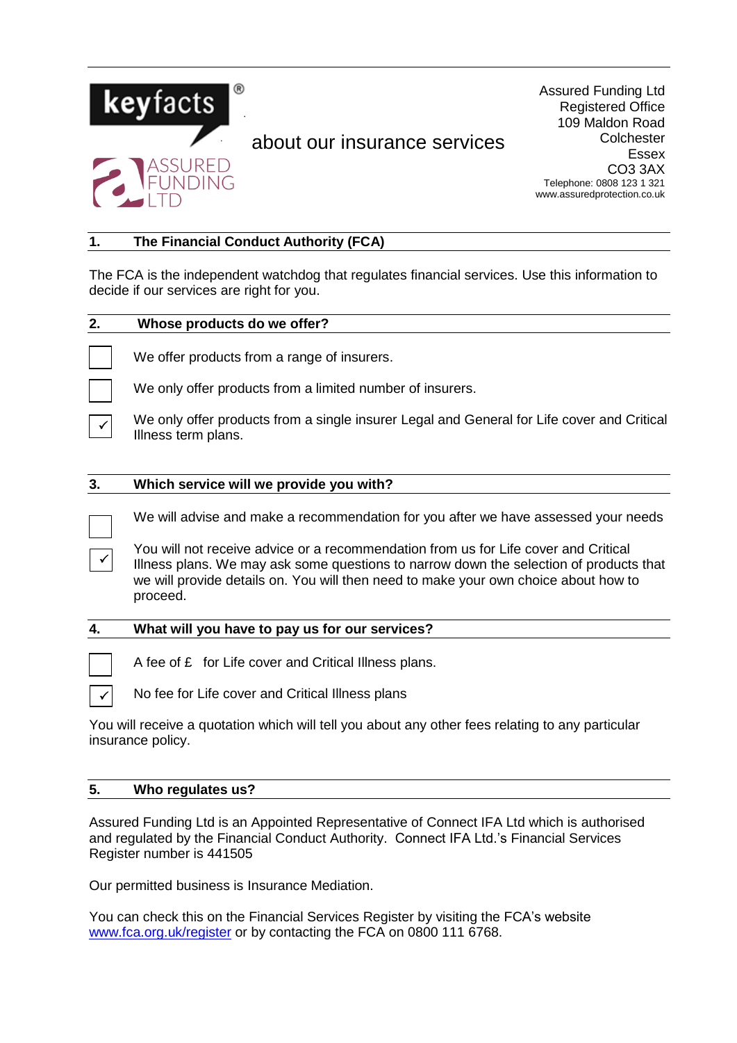**keyfacts®**

**ASSURED FUNDING LTD**

about our insurance services

Assured Funding Ltd
Registered Office
109 Maldon Road
Colchester
Essex
CO3 3AX
Telephone: 0808 123 1 321
www.assuredprotection.co.uk

## 1. The Financial Conduct Authority (FCA)

The FCA is the independent watchdog that regulates financial services. Use this information to decide if our services are right for you.

## 2. Whose products do we offer?

- ☐ We offer products from a range of insurers.
- ☐ We only offer products from a limited number of insurers.
- ☑ We only offer products from a single insurer Legal and General for Life cover and Critical Illness term plans.

## 3. Which service will we provide you with?

- ☐ We will advise and make a recommendation for you after we have assessed your needs
- ☑ You will not receive advice or a recommendation from us for Life cover and Critical Illness plans. We may ask some questions to narrow down the selection of products that we will provide details on. You will then need to make your own choice about how to proceed.

## 4. What will you have to pay us for our services?

- ☐ A fee of £   for Life cover and Critical Illness plans.
- ☑ No fee for Life cover and Critical Illness plans

You will receive a quotation which will tell you about any other fees relating to any particular insurance policy.

## 5. Who regulates us?

Assured Funding Ltd is an Appointed Representative of Connect IFA Ltd which is authorised and regulated by the Financial Conduct Authority. Connect IFA Ltd.'s Financial Services Register number is 441505

Our permitted business is Insurance Mediation.

You can check this on the Financial Services Register by visiting the FCA's website www.fca.org.uk/register or by contacting the FCA on 0800 111 6768.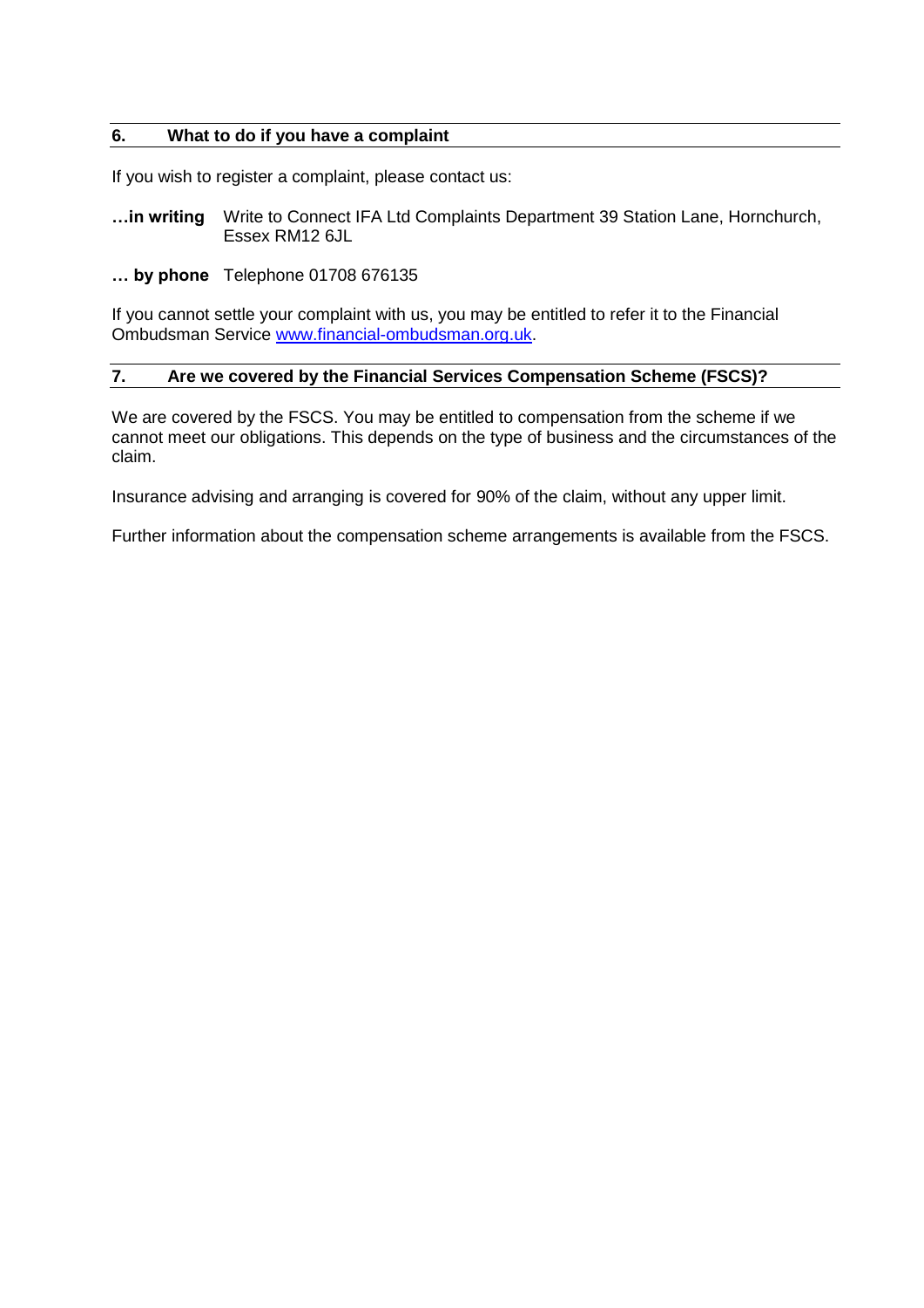## 6. What to do if you have a complaint

If you wish to register a complaint, please contact us:

**…in writing** Write to Connect IFA Ltd Complaints Department 39 Station Lane, Hornchurch, Essex RM12 6JL

**… by phone** Telephone 01708 676135

If you cannot settle your complaint with us, you may be entitled to refer it to the Financial Ombudsman Service [www.financial-ombudsman.org.uk](http://www.financial-ombudsman.org.uk).

## 7. Are we covered by the Financial Services Compensation Scheme (FSCS)?

We are covered by the FSCS. You may be entitled to compensation from the scheme if we cannot meet our obligations. This depends on the type of business and the circumstances of the claim.

Insurance advising and arranging is covered for 90% of the claim, without any upper limit.

Further information about the compensation scheme arrangements is available from the FSCS.